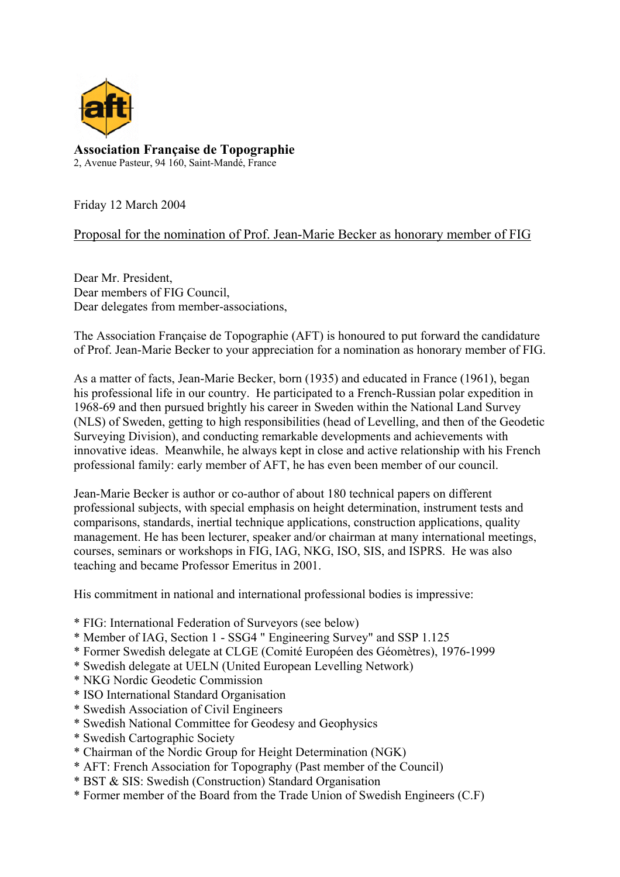**Association Française de Topographie**
2, Avenue Pasteur, 94 160, Saint-Mandé, France

Friday 12 March 2004

Proposal for the nomination of Prof. Jean-Marie Becker as honorary member of FIG

Dear Mr. President,
Dear members of FIG Council,
Dear delegates from member-associations,

The Association Française de Topographie (AFT) is honoured to put forward the candidature of Prof. Jean-Marie Becker to your appreciation for a nomination as honorary member of FIG.

As a matter of facts, Jean-Marie Becker, born (1935) and educated in France (1961), began his professional life in our country. He participated to a French-Russian polar expedition in 1968-69 and then pursued brightly his career in Sweden within the National Land Survey (NLS) of Sweden, getting to high responsibilities (head of Levelling, and then of the Geodetic Surveying Division), and conducting remarkable developments and achievements with innovative ideas. Meanwhile, he always kept in close and active relationship with his French professional family: early member of AFT, he has even been member of our council.

Jean-Marie Becker is author or co-author of about 180 technical papers on different professional subjects, with special emphasis on height determination, instrument tests and comparisons, standards, inertial technique applications, construction applications, quality management. He has been lecturer, speaker and/or chairman at many international meetings, courses, seminars or workshops in FIG, IAG, NKG, ISO, SIS, and ISPRS. He was also teaching and became Professor Emeritus in 2001.

His commitment in national and international professional bodies is impressive:

* FIG: International Federation of Surveyors (see below)
* Member of IAG, Section 1 - SSG4 " Engineering Survey" and SSP 1.125
* Former Swedish delegate at CLGE (Comité Européen des Géomètres), 1976-1999
* Swedish delegate at UELN (United European Levelling Network)
* NKG Nordic Geodetic Commission
* ISO International Standard Organisation
* Swedish Association of Civil Engineers
* Swedish National Committee for Geodesy and Geophysics
* Swedish Cartographic Society
* Chairman of the Nordic Group for Height Determination (NGK)
* AFT: French Association for Topography (Past member of the Council)
* BST & SIS: Swedish (Construction) Standard Organisation
* Former member of the Board from the Trade Union of Swedish Engineers (C.F)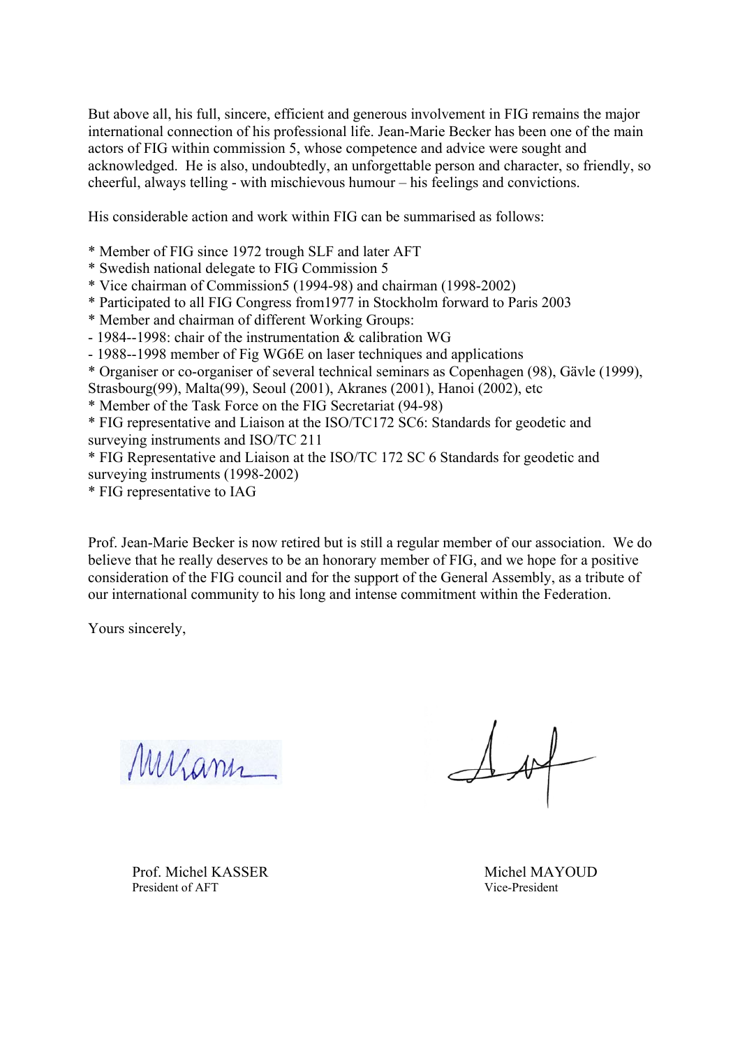But above all, his full, sincere, efficient and generous involvement in FIG remains the major international connection of his professional life. Jean-Marie Becker has been one of the main actors of FIG within commission 5, whose competence and advice were sought and acknowledged. He is also, undoubtedly, an unforgettable person and character, so friendly, so cheerful, always telling - with mischievous humour – his feelings and convictions.

His considerable action and work within FIG can be summarised as follows:

* Member of FIG since 1972 trough SLF and later AFT
* Swedish national delegate to FIG Commission 5
* Vice chairman of Commission5 (1994-98) and chairman (1998-2002)
* Participated to all FIG Congress from1977 in Stockholm forward to Paris 2003
* Member and chairman of different Working Groups:
- 1984--1998: chair of the instrumentation & calibration WG
- 1988--1998 member of Fig WG6E on laser techniques and applications
* Organiser or co-organiser of several technical seminars as Copenhagen (98), Gävle (1999), Strasbourg(99), Malta(99), Seoul (2001), Akranes (2001), Hanoi (2002), etc
* Member of the Task Force on the FIG Secretariat (94-98)
* FIG representative and Liaison at the ISO/TC172 SC6: Standards for geodetic and surveying instruments and ISO/TC 211
* FIG Representative and Liaison at the ISO/TC 172 SC 6 Standards for geodetic and surveying instruments (1998-2002)
* FIG representative to IAG

Prof. Jean-Marie Becker is now retired but is still a regular member of our association. We do believe that he really deserves to be an honorary member of FIG, and we hope for a positive consideration of the FIG council and for the support of the General Assembly, as a tribute of our international community to his long and intense commitment within the Federation.

Yours sincerely,

Prof. Michel KASSER
President of AFT

Michel MAYOUD
Vice-President